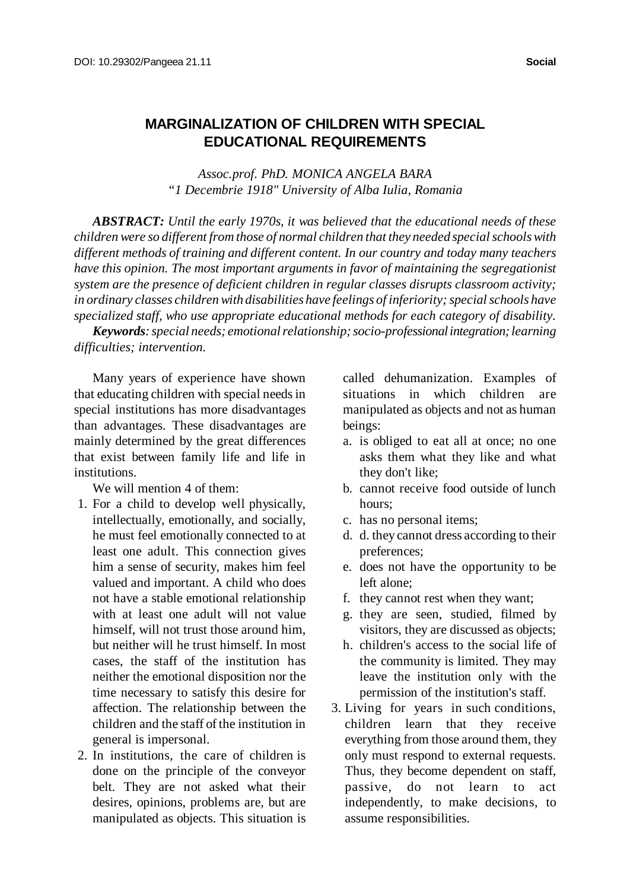# MARGINALIZATION OF CHILDREN WITH SPECIAL EDUCATIONAL REQUIREMENTS

*Assoc.prof. PhD. MONICA ANGELA BARA*
*"1 Decembrie 1918" University of Alba Iulia, Romania*

***ABSTRACT:*** *Until the early 1970s, it was believed that the educational needs of these children were so different from those of normal children that they needed special schools with different methods of training and different content. In our country and today many teachers have this opinion. The most important arguments in favor of maintaining the segregationist system are the presence of deficient children in regular classes disrupts classroom activity; in ordinary classes children with disabilities have feelings of inferiority; special schools have specialized staff, who use appropriate educational methods for each category of disability.*

***Keywords****: special needs; emotional relationship; socio-professional integration; learning difficulties; intervention.*

Many years of experience have shown that educating children with special needs in special institutions has more disadvantages than advantages. These disadvantages are mainly determined by the great differences that exist between family life and life in institutions.

We will mention 4 of them:

1. For a child to develop well physically, intellectually, emotionally, and socially, he must feel emotionally connected to at least one adult. This connection gives him a sense of security, makes him feel valued and important. A child who does not have a stable emotional relationship with at least one adult will not value himself, will not trust those around him, but neither will he trust himself. In most cases, the staff of the institution has neither the emotional disposition nor the time necessary to satisfy this desire for affection. The relationship between the children and the staff of the institution in general is impersonal.
2. In institutions, the care of children is done on the principle of the conveyor belt. They are not asked what their desires, opinions, problems are, but are manipulated as objects. This situation is called dehumanization. Examples of situations in which children are manipulated as objects and not as human beings:
   a. is obliged to eat all at once; no one asks them what they like and what they don't like;
   b. cannot receive food outside of lunch hours;
   c. has no personal items;
   d. d. they cannot dress according to their preferences;
   e. does not have the opportunity to be left alone;
   f. they cannot rest when they want;
   g. they are seen, studied, filmed by visitors, they are discussed as objects;
   h. children's access to the social life of the community is limited. They may leave the institution only with the permission of the institution's staff.
3. Living for years in such conditions, children learn that they receive everything from those around them, they only must respond to external requests. Thus, they become dependent on staff, passive, do not learn to act independently, to make decisions, to assume responsibilities.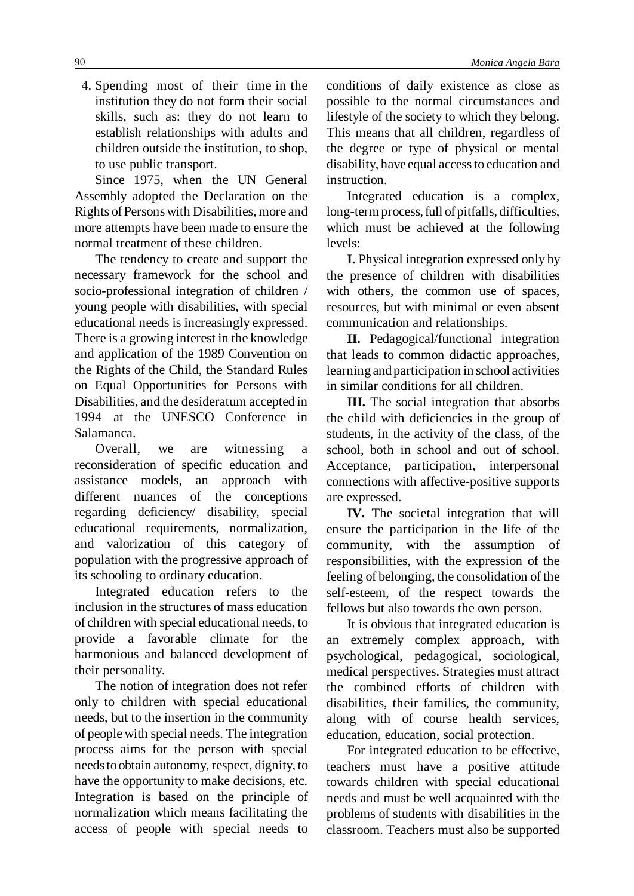4. Spending most of their time in the institution they do not form their social skills, such as: they do not learn to establish relationships with adults and children outside the institution, to shop, to use public transport.

Since 1975, when the UN General Assembly adopted the Declaration on the Rights of Persons with Disabilities, more and more attempts have been made to ensure the normal treatment of these children.

The tendency to create and support the necessary framework for the school and socio-professional integration of children / young people with disabilities, with special educational needs is increasingly expressed. There is a growing interest in the knowledge and application of the 1989 Convention on the Rights of the Child, the Standard Rules on Equal Opportunities for Persons with Disabilities, and the desideratum accepted in 1994 at the UNESCO Conference in Salamanca.

Overall, we are witnessing a reconsideration of specific education and assistance models, an approach with different nuances of the conceptions regarding deficiency/ disability, special educational requirements, normalization, and valorization of this category of population with the progressive approach of its schooling to ordinary education.

Integrated education refers to the inclusion in the structures of mass education of children with special educational needs, to provide a favorable climate for the harmonious and balanced development of their personality.

The notion of integration does not refer only to children with special educational needs, but to the insertion in the community of people with special needs. The integration process aims for the person with special needs to obtain autonomy, respect, dignity, to have the opportunity to make decisions, etc. Integration is based on the principle of normalization which means facilitating the access of people with special needs to conditions of daily existence as close as possible to the normal circumstances and lifestyle of the society to which they belong. This means that all children, regardless of the degree or type of physical or mental disability, have equal access to education and instruction.

Integrated education is a complex, long-term process, full of pitfalls, difficulties, which must be achieved at the following levels:

**I.** Physical integration expressed only by the presence of children with disabilities with others, the common use of spaces, resources, but with minimal or even absent communication and relationships.

**II.** Pedagogical/functional integration that leads to common didactic approaches, learning and participation in school activities in similar conditions for all children.

**III.** The social integration that absorbs the child with deficiencies in the group of students, in the activity of the class, of the school, both in school and out of school. Acceptance, participation, interpersonal connections with affective-positive supports are expressed.

**IV.** The societal integration that will ensure the participation in the life of the community, with the assumption of responsibilities, with the expression of the feeling of belonging, the consolidation of the self-esteem, of the respect towards the fellows but also towards the own person.

It is obvious that integrated education is an extremely complex approach, with psychological, pedagogical, sociological, medical perspectives. Strategies must attract the combined efforts of children with disabilities, their families, the community, along with of course health services, education, education, social protection.

For integrated education to be effective, teachers must have a positive attitude towards children with special educational needs and must be well acquainted with the problems of students with disabilities in the classroom. Teachers must also be supported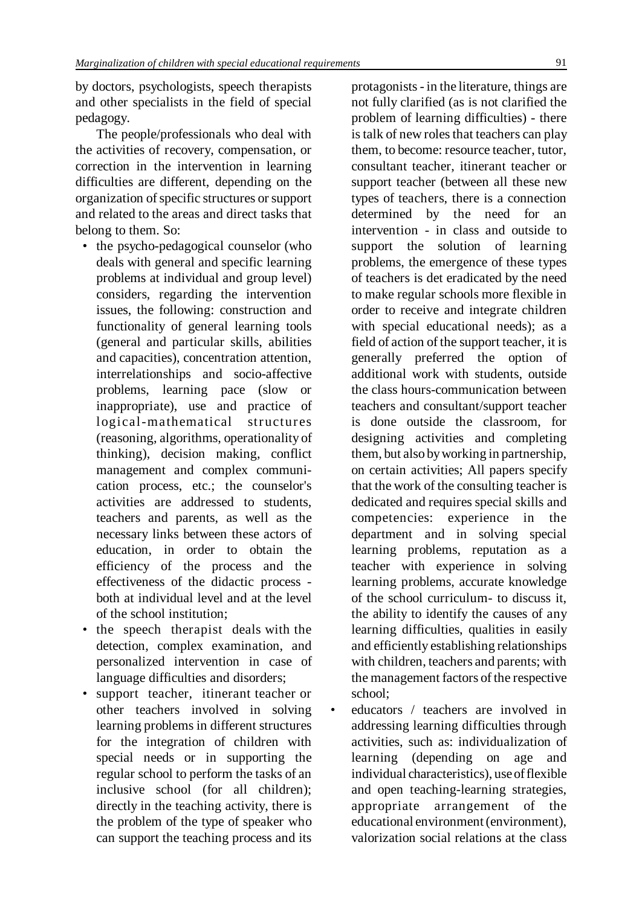by doctors, psychologists, speech therapists and other specialists in the field of special pedagogy.

The people/professionals who deal with the activities of recovery, compensation, or correction in the intervention in learning difficulties are different, depending on the organization of specific structures or support and related to the areas and direct tasks that belong to them. So:

- the psycho-pedagogical counselor (who deals with general and specific learning problems at individual and group level) considers, regarding the intervention issues, the following: construction and functionality of general learning tools (general and particular skills, abilities and capacities), concentration attention, interrelationships and socio-affective problems, learning pace (slow or inappropriate), use and practice of logical-mathematical structures (reasoning, algorithms, operationality of thinking), decision making, conflict management and complex communication process, etc.; the counselor's activities are addressed to students, teachers and parents, as well as the necessary links between these actors of education, in order to obtain the efficiency of the process and the effectiveness of the didactic process - both at individual level and at the level of the school institution;
- the speech therapist deals with the detection, complex examination, and personalized intervention in case of language difficulties and disorders;
- support teacher, itinerant teacher or other teachers involved in solving learning problems in different structures for the integration of children with special needs or in supporting the regular school to perform the tasks of an inclusive school (for all children); directly in the teaching activity, there is the problem of the type of speaker who can support the teaching process and its protagonists - in the literature, things are not fully clarified (as is not clarified the problem of learning difficulties) - there is talk of new roles that teachers can play them, to become: resource teacher, tutor, consultant teacher, itinerant teacher or support teacher (between all these new types of teachers, there is a connection determined by the need for an intervention - in class and outside to support the solution of learning problems, the emergence of these types of teachers is det eradicated by the need to make regular schools more flexible in order to receive and integrate children with special educational needs); as a field of action of the support teacher, it is generally preferred the option of additional work with students, outside the class hours-communication between teachers and consultant/support teacher is done outside the classroom, for designing activities and completing them, but also by working in partnership, on certain activities; All papers specify that the work of the consulting teacher is dedicated and requires special skills and competencies: experience in the department and in solving special learning problems, reputation as a teacher with experience in solving learning problems, accurate knowledge of the school curriculum- to discuss it, the ability to identify the causes of any learning difficulties, qualities in easily and efficiently establishing relationships with children, teachers and parents; with the management factors of the respective school;
- educators / teachers are involved in addressing learning difficulties through activities, such as: individualization of learning (depending on age and individual characteristics), use of flexible and open teaching-learning strategies, appropriate arrangement of the educational environment (environment), valorization social relations at the class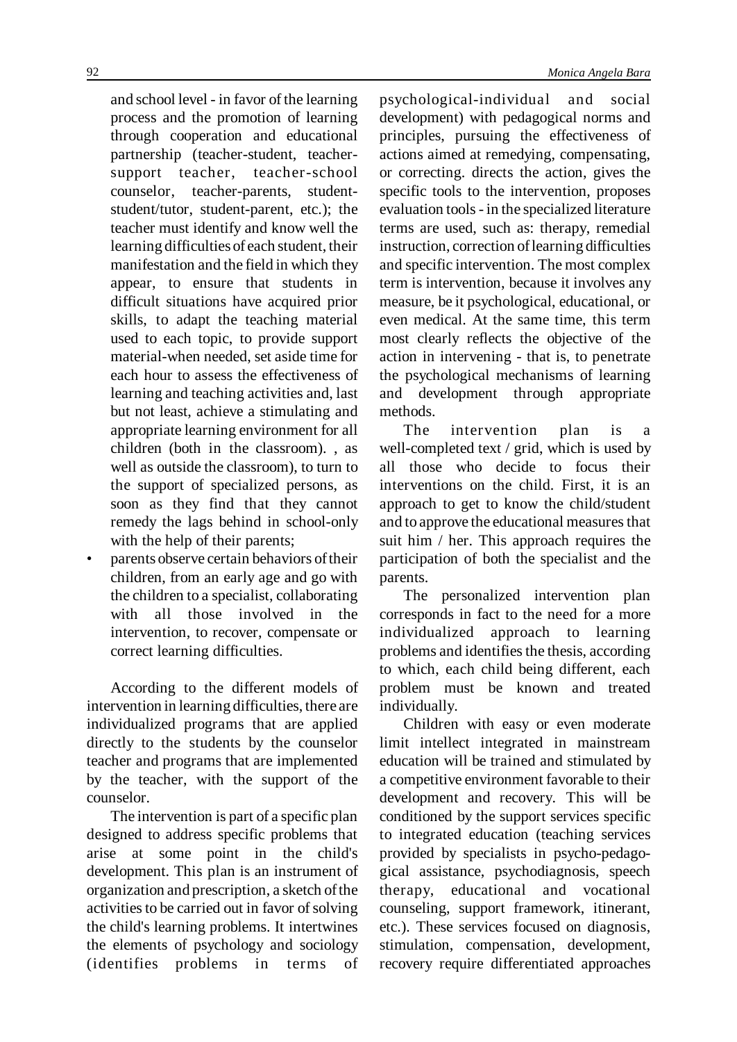and school level - in favor of the learning process and the promotion of learning through cooperation and educational partnership (teacher-student, teacher-support teacher, teacher-school counselor, teacher-parents, student-student/tutor, student-parent, etc.); the teacher must identify and know well the learning difficulties of each student, their manifestation and the field in which they appear, to ensure that students in difficult situations have acquired prior skills, to adapt the teaching material used to each topic, to provide support material-when needed, set aside time for each hour to assess the effectiveness of learning and teaching activities and, last but not least, achieve a stimulating and appropriate learning environment for all children (both in the classroom). , as well as outside the classroom), to turn to the support of specialized persons, as soon as they find that they cannot remedy the lags behind in school-only with the help of their parents;

- parents observe certain behaviors of their children, from an early age and go with the children to a specialist, collaborating with all those involved in the intervention, to recover, compensate or correct learning difficulties.

According to the different models of intervention in learning difficulties, there are individualized programs that are applied directly to the students by the counselor teacher and programs that are implemented by the teacher, with the support of the counselor.

The intervention is part of a specific plan designed to address specific problems that arise at some point in the child's development. This plan is an instrument of organization and prescription, a sketch of the activities to be carried out in favor of solving the child's learning problems. It intertwines the elements of psychology and sociology (identifies problems in terms of psychological-individual and social development) with pedagogical norms and principles, pursuing the effectiveness of actions aimed at remedying, compensating, or correcting. directs the action, gives the specific tools to the intervention, proposes evaluation tools - in the specialized literature terms are used, such as: therapy, remedial instruction, correction of learning difficulties and specific intervention. The most complex term is intervention, because it involves any measure, be it psychological, educational, or even medical. At the same time, this term most clearly reflects the objective of the action in intervening - that is, to penetrate the psychological mechanisms of learning and development through appropriate methods.

The intervention plan is a well-completed text / grid, which is used by all those who decide to focus their interventions on the child. First, it is an approach to get to know the child/student and to approve the educational measures that suit him / her. This approach requires the participation of both the specialist and the parents.

The personalized intervention plan corresponds in fact to the need for a more individualized approach to learning problems and identifies the thesis, according to which, each child being different, each problem must be known and treated individually.

Children with easy or even moderate limit intellect integrated in mainstream education will be trained and stimulated by a competitive environment favorable to their development and recovery. This will be conditioned by the support services specific to integrated education (teaching services provided by specialists in psycho-pedagogical assistance, psychodiagnosis, speech therapy, educational and vocational counseling, support framework, itinerant, etc.). These services focused on diagnosis, stimulation, compensation, development, recovery require differentiated approaches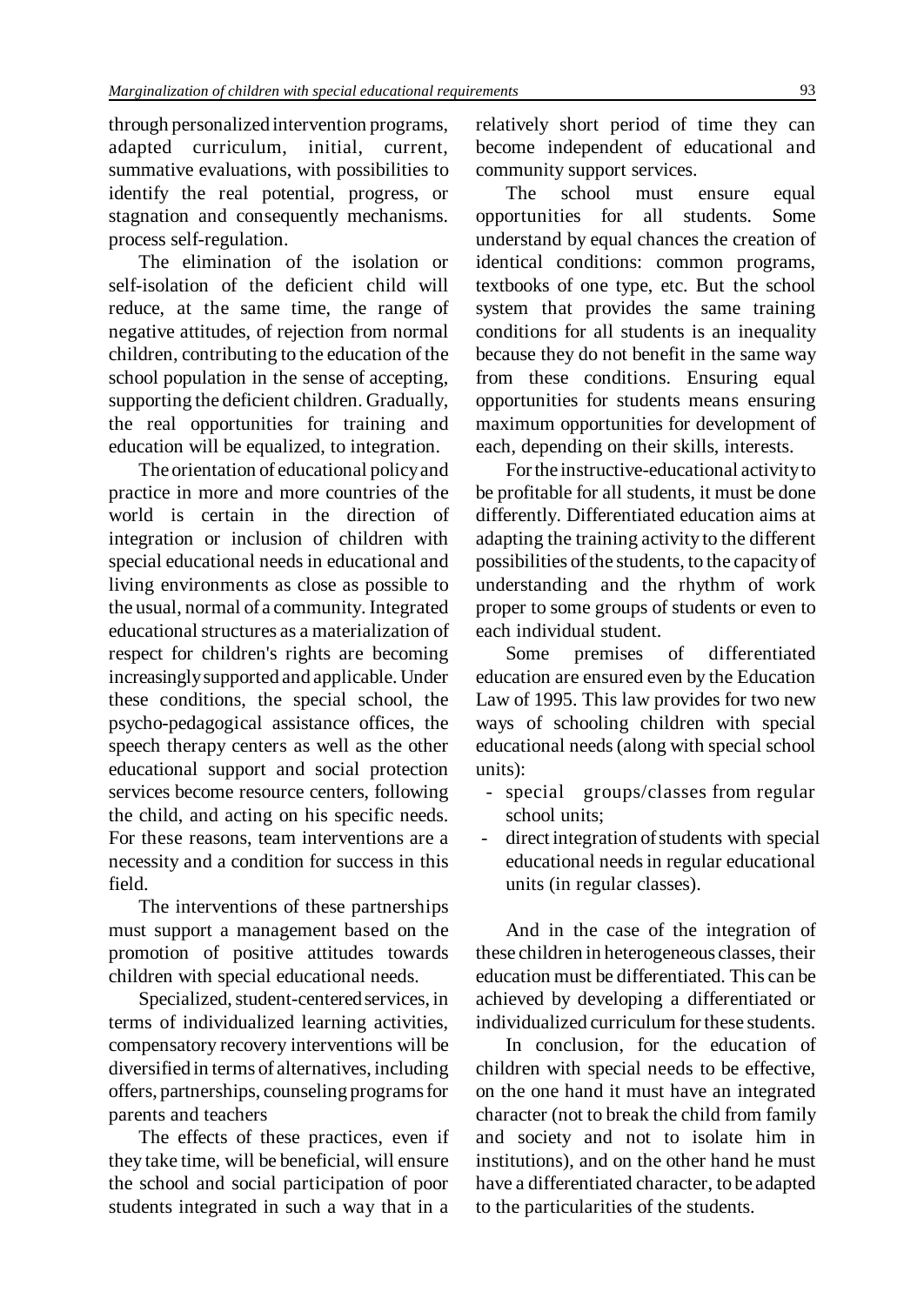through personalized intervention programs, adapted curriculum, initial, current, summative evaluations, with possibilities to identify the real potential, progress, or stagnation and consequently mechanisms. process self-regulation.

The elimination of the isolation or self-isolation of the deficient child will reduce, at the same time, the range of negative attitudes, of rejection from normal children, contributing to the education of the school population in the sense of accepting, supporting the deficient children. Gradually, the real opportunities for training and education will be equalized, to integration.

The orientation of educational policy and practice in more and more countries of the world is certain in the direction of integration or inclusion of children with special educational needs in educational and living environments as close as possible to the usual, normal of a community. Integrated educational structures as a materialization of respect for children's rights are becoming increasingly supported and applicable. Under these conditions, the special school, the psycho-pedagogical assistance offices, the speech therapy centers as well as the other educational support and social protection services become resource centers, following the child, and acting on his specific needs. For these reasons, team interventions are a necessity and a condition for success in this field.

The interventions of these partnerships must support a management based on the promotion of positive attitudes towards children with special educational needs.

Specialized, student-centered services, in terms of individualized learning activities, compensatory recovery interventions will be diversified in terms of alternatives, including offers, partnerships, counseling programs for parents and teachers

The effects of these practices, even if they take time, will be beneficial, will ensure the school and social participation of poor students integrated in such a way that in a relatively short period of time they can become independent of educational and community support services.

The school must ensure equal opportunities for all students. Some understand by equal chances the creation of identical conditions: common programs, textbooks of one type, etc. But the school system that provides the same training conditions for all students is an inequality because they do not benefit in the same way from these conditions. Ensuring equal opportunities for students means ensuring maximum opportunities for development of each, depending on their skills, interests.

For the instructive-educational activity to be profitable for all students, it must be done differently. Differentiated education aims at adapting the training activity to the different possibilities of the students, to the capacity of understanding and the rhythm of work proper to some groups of students or even to each individual student.

Some premises of differentiated education are ensured even by the Education Law of 1995. This law provides for two new ways of schooling children with special educational needs (along with special school units):

- special groups/classes from regular school units;
- direct integration of students with special educational needs in regular educational units (in regular classes).

And in the case of the integration of these children in heterogeneous classes, their education must be differentiated. This can be achieved by developing a differentiated or individualized curriculum for these students.

In conclusion, for the education of children with special needs to be effective, on the one hand it must have an integrated character (not to break the child from family and society and not to isolate him in institutions), and on the other hand he must have a differentiated character, to be adapted to the particularities of the students.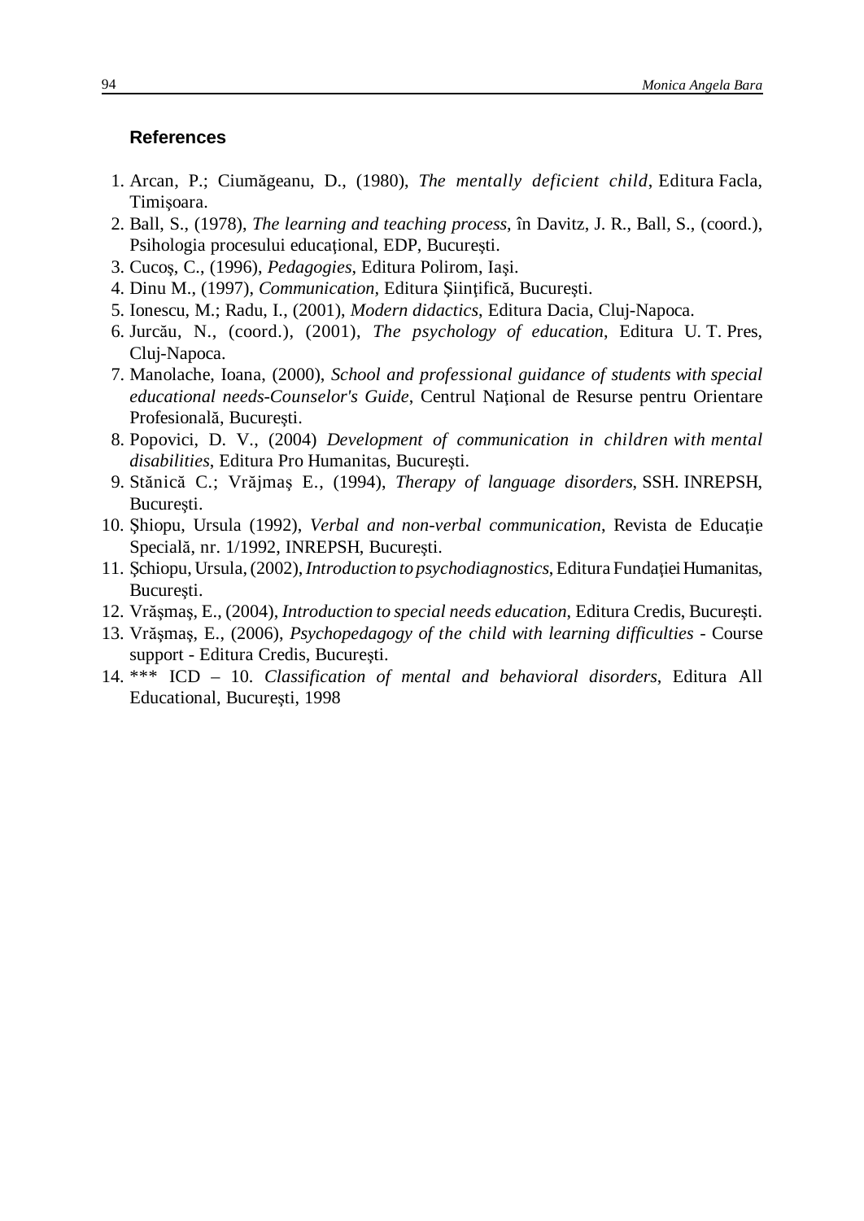## References

1. Arcan, P.; Ciumăgeanu, D., (1980), *The mentally deficient child*, Editura Facla, Timişoara.
2. Ball, S., (1978), *The learning and teaching process*, în Davitz, J. R., Ball, S., (coord.), Psihologia procesului educaţional, EDP, Bucureşti.
3. Cucoș, C., (1996), *Pedagogies*, Editura Polirom, Iaşi.
4. Dinu M., (1997), *Communication*, Editura Șiințifică, București.
5. Ionescu, M.; Radu, I., (2001), *Modern didactics*, Editura Dacia, Cluj-Napoca.
6. Jurcău, N., (coord.), (2001), *The psychology of education*, Editura U. T. Pres, Cluj-Napoca.
7. Manolache, Ioana, (2000), *School and professional guidance of students with special educational needs-Counselor's Guide*, Centrul Naţional de Resurse pentru Orientare Profesională, București.
8. Popovici, D. V., (2004) *Development of communication in children with mental disabilities*, Editura Pro Humanitas, Bucureşti.
9. Stănică C.; Vrăjmaş E., (1994), *Therapy of language disorders*, SSH. INREPSH, București.
10. Șhiopu, Ursula (1992), *Verbal and non-verbal communication*, Revista de Educaţie Specială, nr. 1/1992, INREPSH, București.
11. Şchiopu, Ursula, (2002), *Introduction to psychodiagnostics*, Editura Fundaţiei Humanitas, București.
12. Vrăşmaş, E., (2004), *Introduction to special needs education*, Editura Credis, Bucureşti.
13. Vrăşmaş, E., (2006), *Psychopedagogy of the child with learning difficulties* - Course support - Editura Credis, Bucureşti.
14. *** ICD – 10. *Classification of mental and behavioral disorders*, Editura All Educational, Bucureşti, 1998